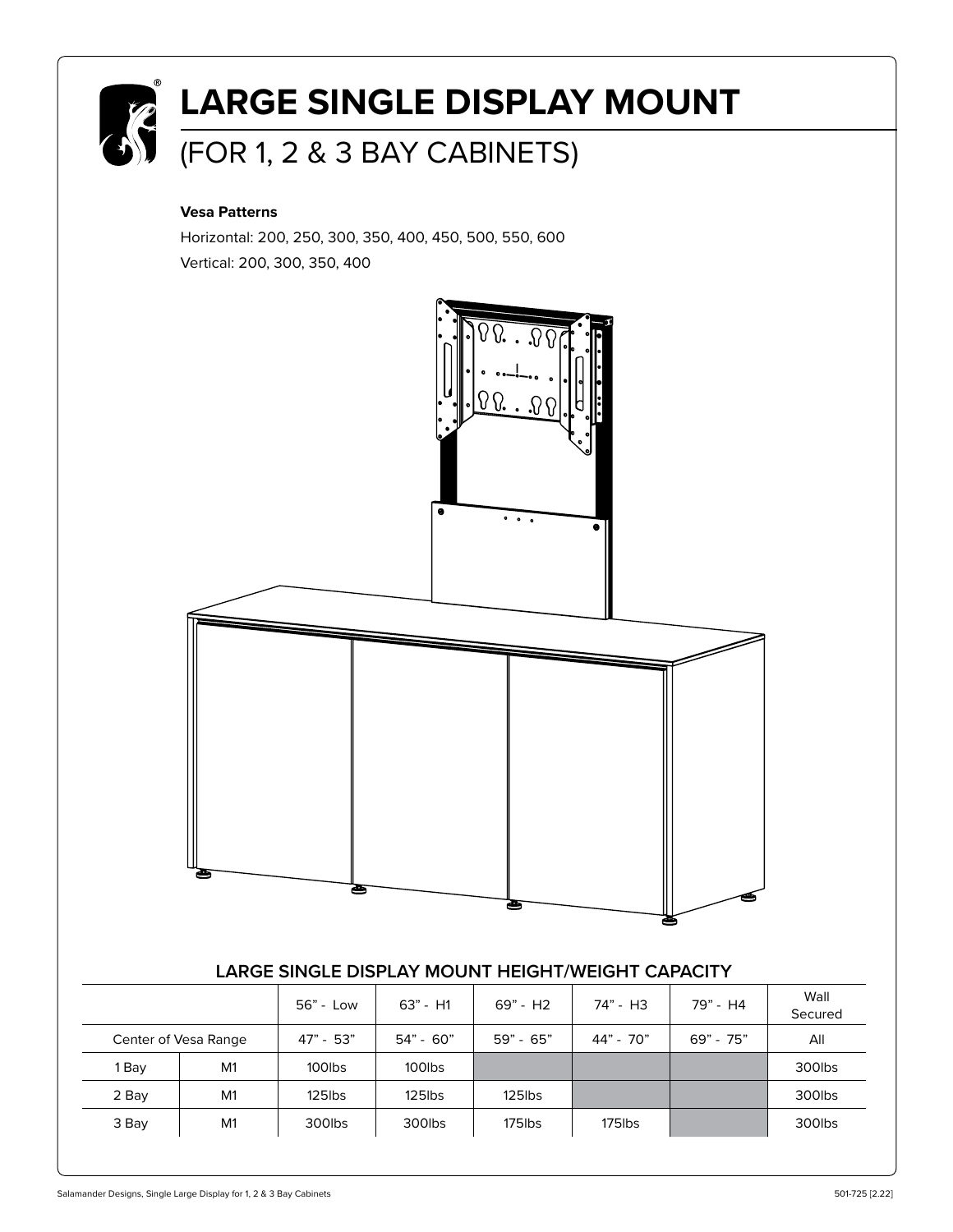# LARGE SINGLE DISPLAY MOUNT

## (FOR 1, 2 & 3 BAY CABINETS)

**Vesa Patterns**

Horizontal: 200, 250, 300, 350, 400, 450, 500, 550, 600

Vertical: 200, 300, 350, 400

### LARGE SINGLE DISPLAY MOUNT HEIGHT/WEIGHT CAPACITY

| | | 56" - Low | 63" - H1 | 69" - H2 | 74" - H3 | 79" - H4 | Wall Secured |
|---|---|---|---|---|---|---|---|
| Center of Vesa Range | | 47" - 53" | 54" - 60" | 59" - 65" | 44" - 70" | 69" - 75" | All |
| 1 Bay | M1 | 100lbs | 100lbs | | | | 300lbs |
| 2 Bay | M1 | 125lbs | 125lbs | 125lbs | | | 300lbs |
| 3 Bay | M1 | 300lbs | 300lbs | 175lbs | 175lbs | | 300lbs |

Salamander Designs, Single Large Display for 1, 2 & 3 Bay Cabinets

501-725 [2.22]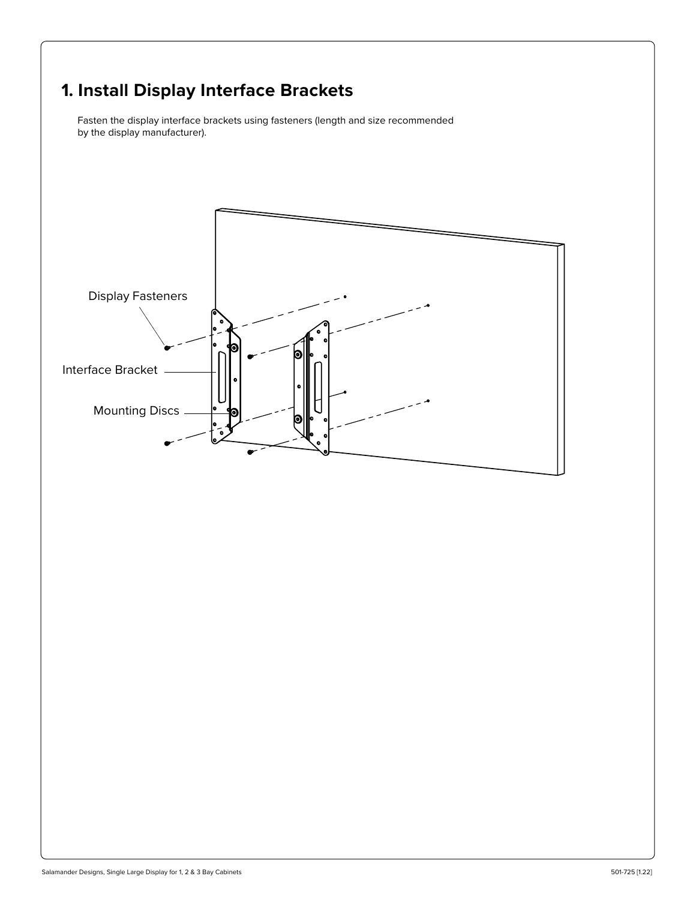# 1. Install Display Interface Brackets

Fasten the display interface brackets using fasteners (length and size recommended by the display manufacturer).

Display Fasteners

Interface Bracket

Mounting Discs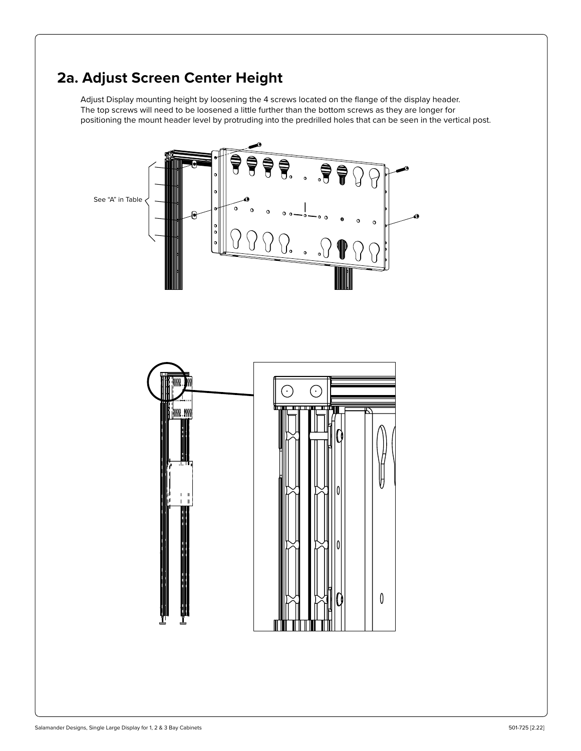## 2a. Adjust Screen Center Height

Adjust Display mounting height by loosening the 4 screws located on the flange of the display header. The top screws will need to be loosened a little further than the bottom screws as they are longer for positioning the mount header level by protruding into the predrilled holes that can be seen in the vertical post.

See "A" in Table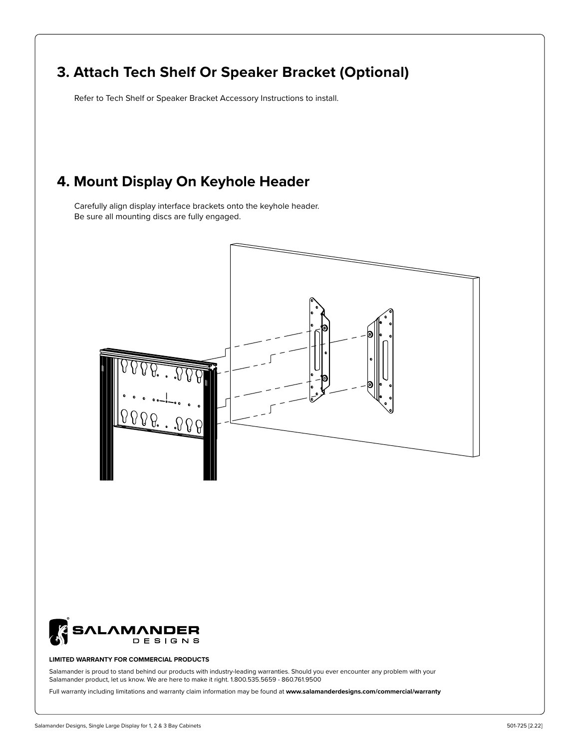## 3. Attach Tech Shelf Or Speaker Bracket (Optional)

Refer to Tech Shelf or Speaker Bracket Accessory Instructions to install.

## 4. Mount Display On Keyhole Header

Carefully align display interface brackets onto the keyhole header.
Be sure all mounting discs are fully engaged.

SALAMANDER DESIGNS

**LIMITED WARRANTY FOR COMMERCIAL PRODUCTS**

Salamander is proud to stand behind our products with industry-leading warranties. Should you ever encounter any problem with your Salamander product, let us know. We are here to make it right. 1.800.535.5659 - 860.761.9500

Full warranty including limitations and warranty claim information may be found at **www.salamanderdesigns.com/commercial/warranty**